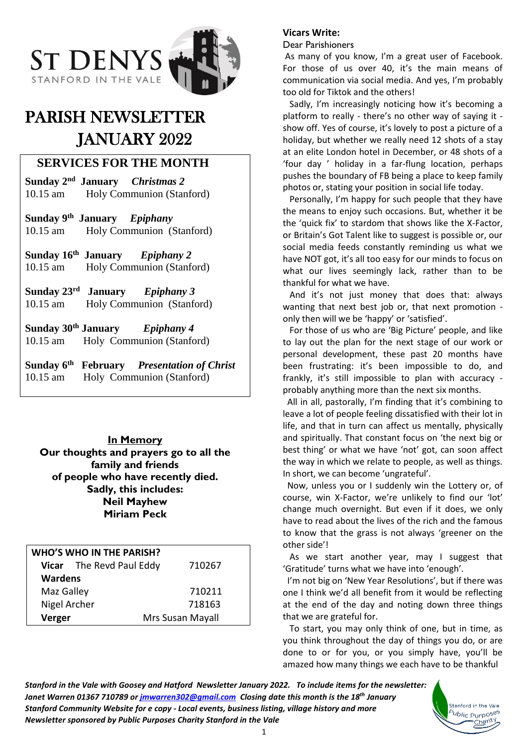# ST DENYS

STANFORD IN THE VALE

# PARISH NEWSLETTER JANUARY 2022

## SERVICES FOR THE MONTH

**Sunday 2nd January** ***Christmas 2***
10.15 am Holy Communion (Stanford)

**Sunday 9th January** ***Epiphany***
10.15 am Holy Communion (Stanford)

**Sunday 16th January** ***Epiphany 2***
10.15 am Holy Communion (Stanford)

**Sunday 23rd January** ***Epiphany 3***
10.15 am Holy Communion (Stanford)

**Sunday 30th January** ***Epiphany 4***
10.15 am Holy Communion (Stanford)

**Sunday 6th February** ***Presentation of Christ***
10.15 am Holy Communion (Stanford)

**In Memory**

**Our thoughts and prayers go to all the family and friends of people who have recently died. Sadly, this includes:**
**Neil Mayhew**
**Miriam Peck**

| WHO'S WHO IN THE PARISH? | |
|---|---|
| **Vicar** The Revd Paul Eddy | 710267 |
| **Wardens** | |
| Maz Galley | 710211 |
| Nigel Archer | 718163 |
| **Verger** | Mrs Susan Mayall |

**Vicars Write:**

Dear Parishioners

As many of you know, I'm a great user of Facebook. For those of us over 40, it's the main means of communication via social media. And yes, I'm probably too old for Tiktok and the others!

Sadly, I'm increasingly noticing how it's becoming a platform to really - there's no other way of saying it - show off. Yes of course, it's lovely to post a picture of a holiday, but whether we really need 12 shots of a stay at an elite London hotel in December, or 48 shots of a 'four day ' holiday in a far-flung location, perhaps pushes the boundary of FB being a place to keep family photos or, stating your position in social life today.

Personally, I'm happy for such people that they have the means to enjoy such occasions. But, whether it be the 'quick fix' to stardom that shows like the X-Factor, or Britain's Got Talent like to suggest is possible or, our social media feeds constantly reminding us what we have NOT got, it's all too easy for our minds to focus on what our lives seemingly lack, rather than to be thankful for what we have.

And it's not just money that does that: always wanting that next best job or, that next promotion - only then will we be 'happy' or 'satisfied'.

For those of us who are 'Big Picture' people, and like to lay out the plan for the next stage of our work or personal development, these past 20 months have been frustrating: it's been impossible to do, and frankly, it's still impossible to plan with accuracy - probably anything more than the next six months.

All in all, pastorally, I'm finding that it's combining to leave a lot of people feeling dissatisfied with their lot in life, and that in turn can affect us mentally, physically and spiritually. That constant focus on 'the next big or best thing' or what we have 'not' got, can soon affect the way in which we relate to people, as well as things. In short, we can become 'ungrateful'.

Now, unless you or I suddenly win the Lottery or, of course, win X-Factor, we're unlikely to find our 'lot' change much overnight. But even if it does, we only have to read about the lives of the rich and the famous to know that the grass is not always 'greener on the other side'!

As we start another year, may I suggest that 'Gratitude' turns what we have into 'enough'.

I'm not big on 'New Year Resolutions', but if there was one I think we'd all benefit from it would be reflecting at the end of the day and noting down three things that we are grateful for.

To start, you may only think of one, but in time, as you think throughout the day of things you do, or are done to or for you, or you simply have, you'll be amazed how many things we each have to be thankful

***Stanford in the Vale with Goosey and Hatford Newsletter January 2022. To include items for the newsletter: Janet Warren 01367 710789 or jmwarren302@gmail.com Closing date this month is the 18th January***
***Stanford Community Website for e copy - Local events, business listing, village history and more***
***Newsletter sponsored by Public Purposes Charity Stanford in the Vale***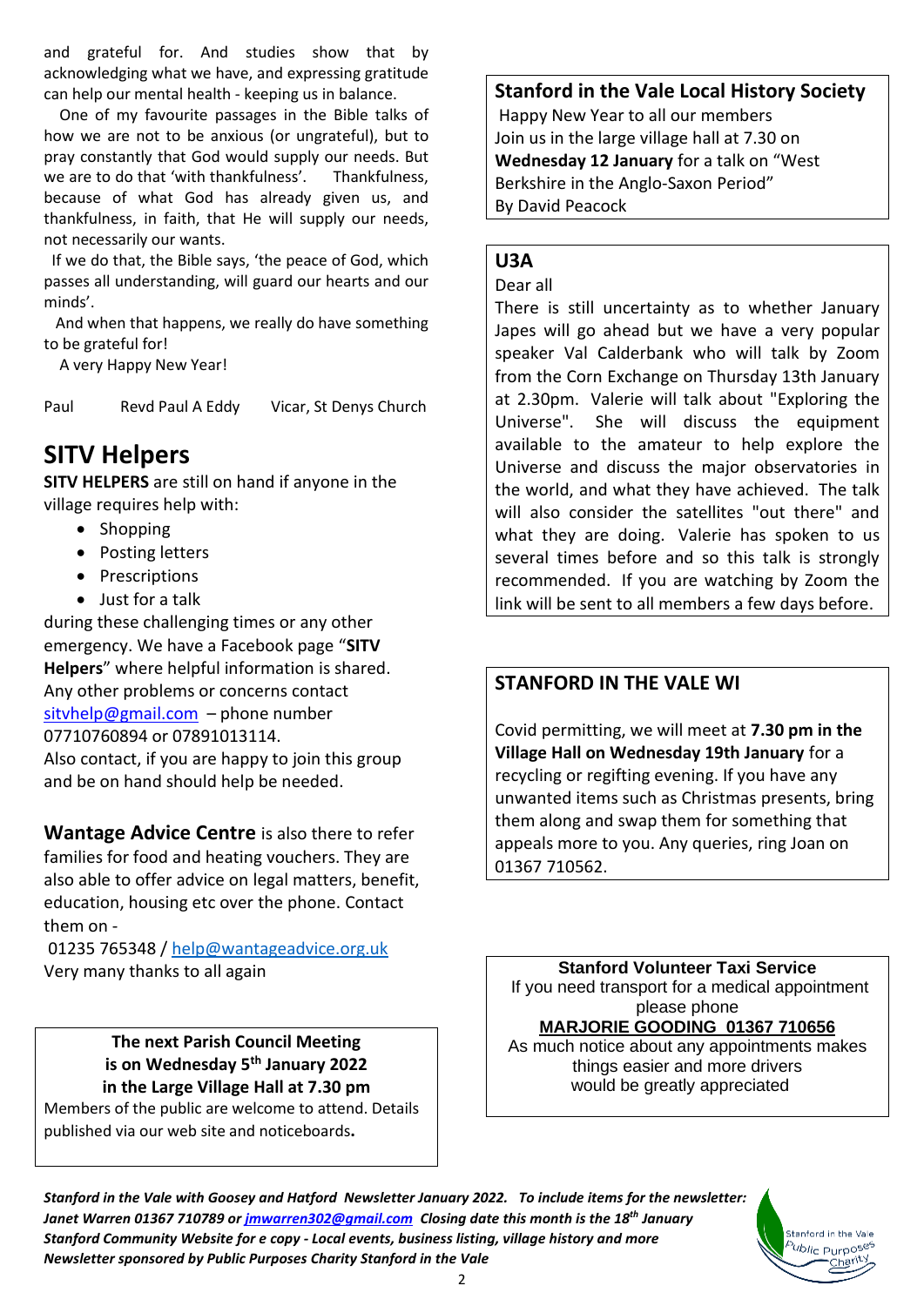and grateful for. And studies show that by acknowledging what we have, and expressing gratitude can help our mental health - keeping us in balance.

One of my favourite passages in the Bible talks of how we are not to be anxious (or ungrateful), but to pray constantly that God would supply our needs. But we are to do that 'with thankfulness'. Thankfulness, because of what God has already given us, and thankfulness, in faith, that He will supply our needs, not necessarily our wants.

If we do that, the Bible says, 'the peace of God, which passes all understanding, will guard our hearts and our minds'.

And when that happens, we really do have something to be grateful for!

A very Happy New Year!

Paul Revd Paul A Eddy Vicar, St Denys Church

# SITV Helpers

**SITV HELPERS** are still on hand if anyone in the village requires help with:

- Shopping
- Posting letters
- Prescriptions
- Just for a talk

during these challenging times or any other emergency. We have a Facebook page "**SITV Helpers**" where helpful information is shared. Any other problems or concerns contact sitvhelp@gmail.com – phone number 07710760894 or 07891013114.

Also contact, if you are happy to join this group and be on hand should help be needed.

**Wantage Advice Centre** is also there to refer families for food and heating vouchers. They are also able to offer advice on legal matters, benefit, education, housing etc over the phone. Contact them on -

01235 765348 / help@wantageadvice.org.uk

Very many thanks to all again

**The next Parish Council Meeting is on Wednesday 5th January 2022 in the Large Village Hall at 7.30 pm**

Members of the public are welcome to attend. Details published via our web site and noticeboards**.**

## Stanford in the Vale Local History Society

Happy New Year to all our members

Join us in the large village hall at 7.30 on **Wednesday 12 January** for a talk on "West Berkshire in the Anglo-Saxon Period"

By David Peacock

## U3A

Dear all

There is still uncertainty as to whether January Japes will go ahead but we have a very popular speaker Val Calderbank who will talk by Zoom from the Corn Exchange on Thursday 13th January at 2.30pm. Valerie will talk about "Exploring the Universe". She will discuss the equipment available to the amateur to help explore the Universe and discuss the major observatories in the world, and what they have achieved. The talk will also consider the satellites "out there" and what they are doing. Valerie has spoken to us several times before and so this talk is strongly recommended. If you are watching by Zoom the link will be sent to all members a few days before.

## STANFORD IN THE VALE WI

Covid permitting, we will meet at **7.30 pm in the Village Hall on Wednesday 19th January** for a recycling or regifting evening. If you have any unwanted items such as Christmas presents, bring them along and swap them for something that appeals more to you. Any queries, ring Joan on 01367 710562.

**Stanford Volunteer Taxi Service**

If you need transport for a medical appointment please phone

**MARJORIE GOODING 01367 710656**

As much notice about any appointments makes things easier and more drivers would be greatly appreciated

***Stanford in the Vale with Goosey and Hatford Newsletter January 2022. To include items for the newsletter: Janet Warren 01367 710789 or jmwarren302@gmail.com Closing date this month is the 18th January***
***Stanford Community Website for e copy - Local events, business listing, village history and more***
***Newsletter sponsored by Public Purposes Charity Stanford in the Vale***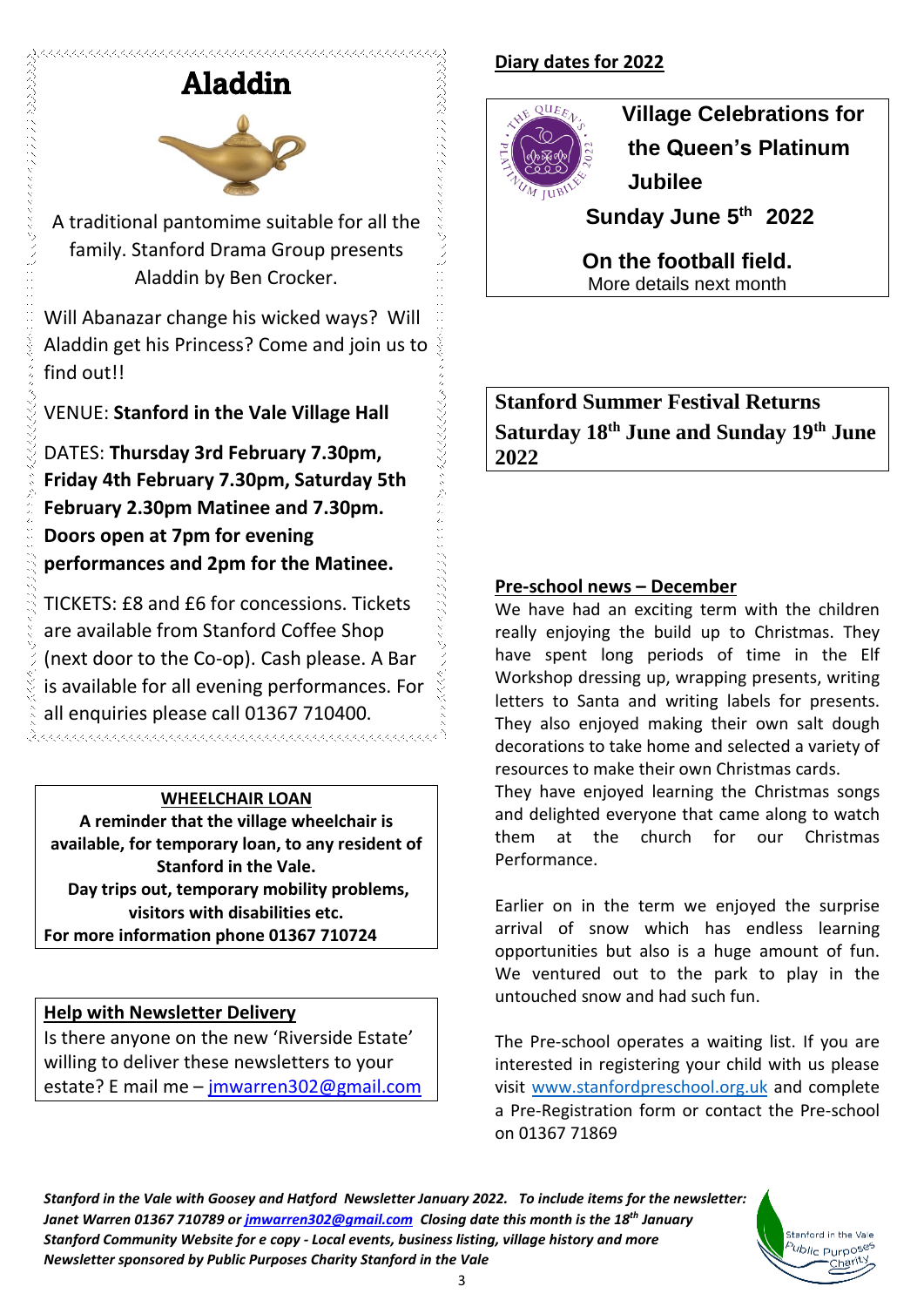# Aladdin

A traditional pantomime suitable for all the family. Stanford Drama Group presents Aladdin by Ben Crocker.

Will Abanazar change his wicked ways? Will Aladdin get his Princess? Come and join us to find out!!

VENUE: **Stanford in the Vale Village Hall**

DATES: **Thursday 3rd February 7.30pm, Friday 4th February 7.30pm, Saturday 5th February 2.30pm Matinee and 7.30pm. Doors open at 7pm for evening performances and 2pm for the Matinee.**

TICKETS: £8 and £6 for concessions. Tickets are available from Stanford Coffee Shop (next door to the Co-op). Cash please. A Bar is available for all evening performances. For all enquiries please call 01367 710400.

**WHEELCHAIR LOAN**

**A reminder that the village wheelchair is available, for temporary loan, to any resident of Stanford in the Vale.**
**Day trips out, temporary mobility problems, visitors with disabilities etc.**
**For more information phone 01367 710724**

**Help with Newsletter Delivery**

Is there anyone on the new 'Riverside Estate' willing to deliver these newsletters to your estate? E mail me – jmwarren302@gmail.com

**Diary dates for 2022**

**Village Celebrations for the Queen's Platinum Jubilee**

**Sunday June 5th 2022**

**On the football field.**
More details next month

**Stanford Summer Festival Returns Saturday 18th June and Sunday 19th June 2022**

**Pre-school news – December**

We have had an exciting term with the children really enjoying the build up to Christmas. They have spent long periods of time in the Elf Workshop dressing up, wrapping presents, writing letters to Santa and writing labels for presents. They also enjoyed making their own salt dough decorations to take home and selected a variety of resources to make their own Christmas cards.
They have enjoyed learning the Christmas songs and delighted everyone that came along to watch them at the church for our Christmas Performance.

Earlier on in the term we enjoyed the surprise arrival of snow which has endless learning opportunities but also is a huge amount of fun. We ventured out to the park to play in the untouched snow and had such fun.

The Pre-school operates a waiting list. If you are interested in registering your child with us please visit www.stanfordpreschool.org.uk and complete a Pre-Registration form or contact the Pre-school on 01367 71869

***Stanford in the Vale with Goosey and Hatford Newsletter January 2022. To include items for the newsletter: Janet Warren 01367 710789 or jmwarren302@gmail.com Closing date this month is the 18th January***
***Stanford Community Website for e copy - Local events, business listing, village history and more***
***Newsletter sponsored by Public Purposes Charity Stanford in the Vale***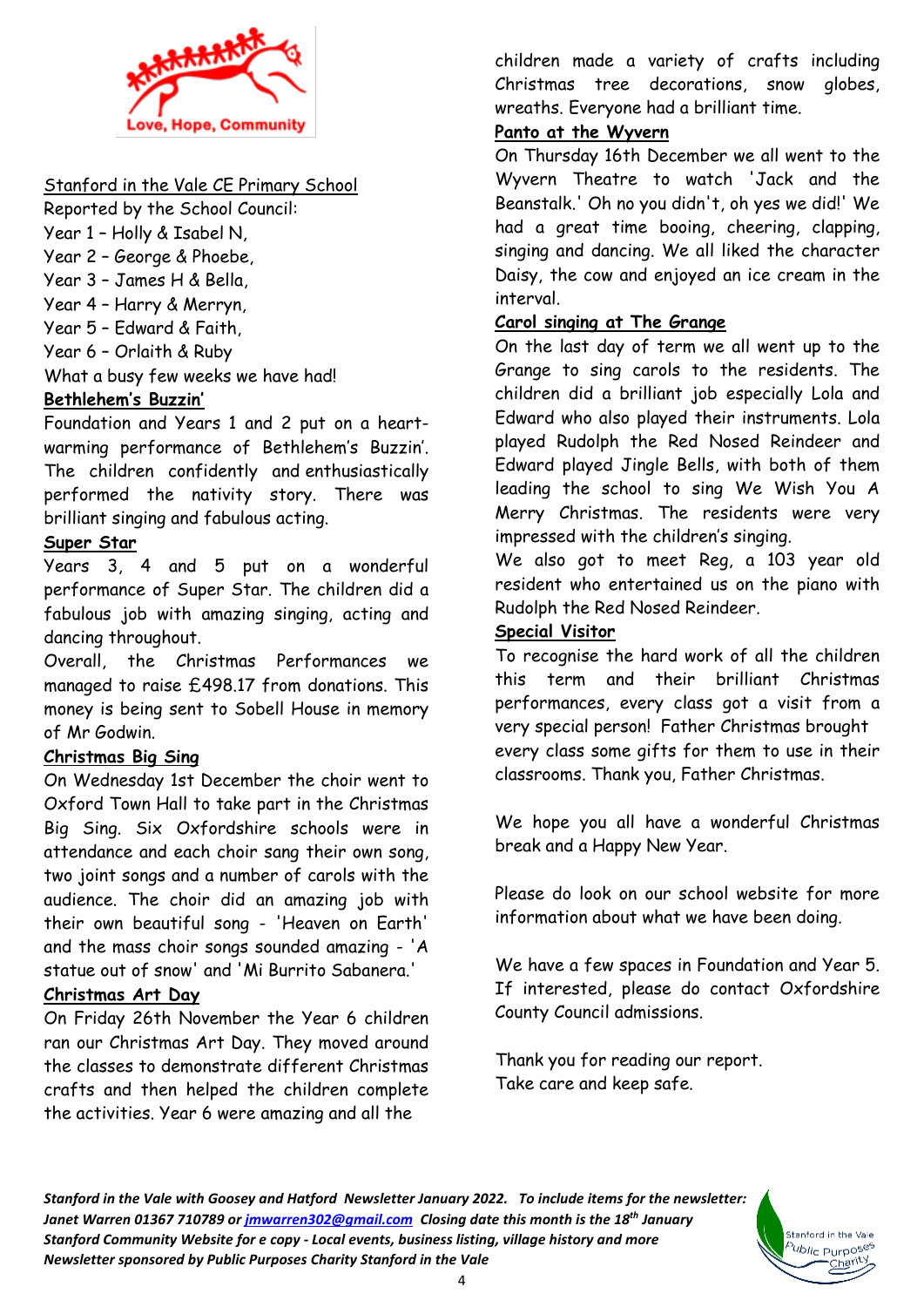Love, Hope, Community

Stanford in the Vale CE Primary School

Reported by the School Council:

Year 1 – Holly & Isabel N,
Year 2 – George & Phoebe,
Year 3 – James H & Bella,
Year 4 – Harry & Merryn,
Year 5 – Edward & Faith,
Year 6 – Orlaith & Ruby

What a busy few weeks we have had!

**Bethlehem's Buzzin'**

Foundation and Years 1 and 2 put on a heart-warming performance of Bethlehem's Buzzin'. The children confidently and enthusiastically performed the nativity story. There was brilliant singing and fabulous acting.

**Super Star**

Years 3, 4 and 5 put on a wonderful performance of Super Star. The children did a fabulous job with amazing singing, acting and dancing throughout.

Overall, the Christmas Performances we managed to raise £498.17 from donations. This money is being sent to Sobell House in memory of Mr Godwin.

**Christmas Big Sing**

On Wednesday 1st December the choir went to Oxford Town Hall to take part in the Christmas Big Sing. Six Oxfordshire schools were in attendance and each choir sang their own song, two joint songs and a number of carols with the audience. The choir did an amazing job with their own beautiful song - 'Heaven on Earth' and the mass choir songs sounded amazing - 'A statue out of snow' and 'Mi Burrito Sabanera.'

**Christmas Art Day**

On Friday 26th November the Year 6 children ran our Christmas Art Day. They moved around the classes to demonstrate different Christmas crafts and then helped the children complete the activities. Year 6 were amazing and all the children made a variety of crafts including Christmas tree decorations, snow globes, wreaths. Everyone had a brilliant time.

**Panto at the Wyvern**

On Thursday 16th December we all went to the Wyvern Theatre to watch 'Jack and the Beanstalk.' Oh no you didn't, oh yes we did!' We had a great time booing, cheering, clapping, singing and dancing. We all liked the character Daisy, the cow and enjoyed an ice cream in the interval.

**Carol singing at The Grange**

On the last day of term we all went up to the Grange to sing carols to the residents. The children did a brilliant job especially Lola and Edward who also played their instruments. Lola played Rudolph the Red Nosed Reindeer and Edward played Jingle Bells, with both of them leading the school to sing We Wish You A Merry Christmas. The residents were very impressed with the children's singing.

We also got to meet Reg, a 103 year old resident who entertained us on the piano with Rudolph the Red Nosed Reindeer.

**Special Visitor**

To recognise the hard work of all the children this term and their brilliant Christmas performances, every class got a visit from a very special person! Father Christmas brought every class some gifts for them to use in their classrooms. Thank you, Father Christmas.

We hope you all have a wonderful Christmas break and a Happy New Year.

Please do look on our school website for more information about what we have been doing.

We have a few spaces in Foundation and Year 5. If interested, please do contact Oxfordshire County Council admissions.

Thank you for reading our report.
Take care and keep safe.

***Stanford in the Vale with Goosey and Hatford Newsletter January 2022. To include items for the newsletter: Janet Warren 01367 710789 or jmwarren302@gmail.com Closing date this month is the 18th January***
***Stanford Community Website for e copy - Local events, business listing, village history and more***
***Newsletter sponsored by Public Purposes Charity Stanford in the Vale***

Stanford in the Vale Public Purposes Charity